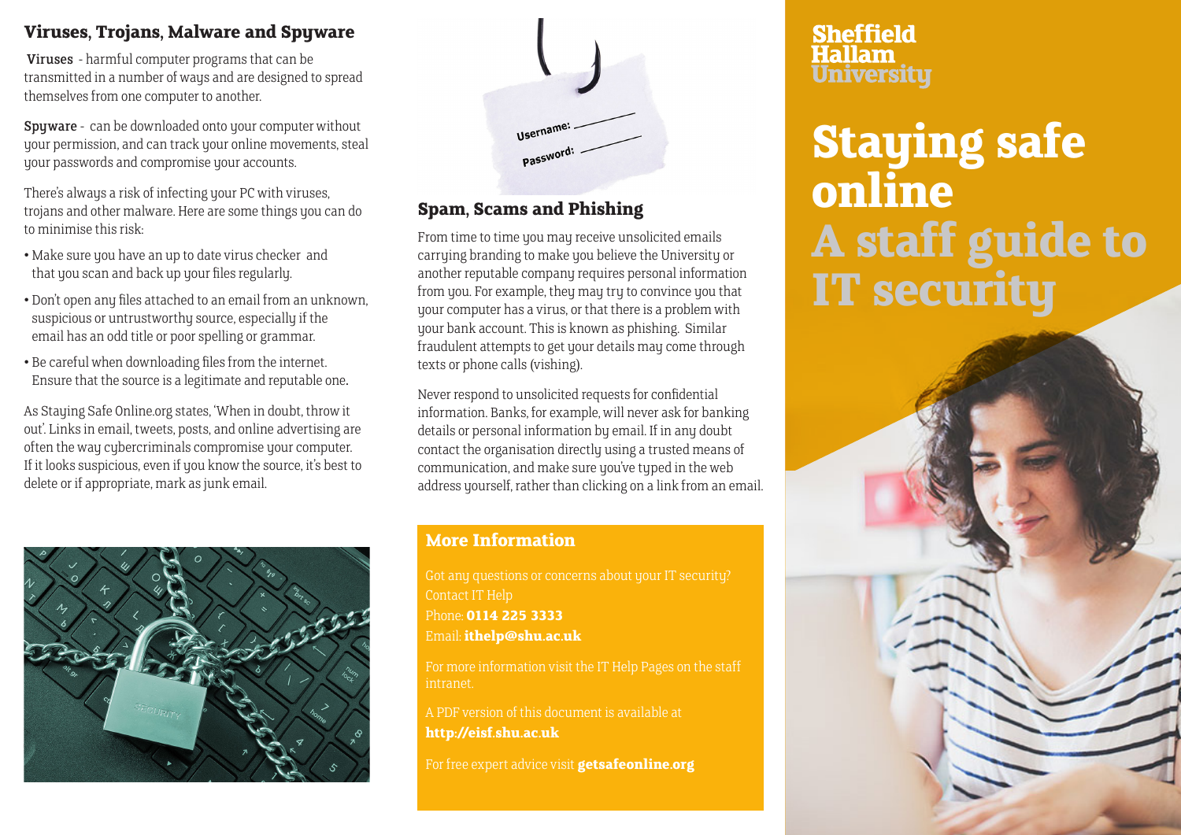## Viruses, Trojans, Malware and Spyware

**Viruses** - harmful computer programs that can be transmitted in a number of ways and are designed to spread themselves from one computer to another.

**Spyware** - can be downloaded onto your computer without your permission, and can track your online movements, steal your passwords and compromise your accounts.

There's always a risk of infecting your PC with viruses, trojans and other malware. Here are some things you can do to minimise this risk:

- Make sure you have an up to date virus checker and that you scan and back up your files regularly.
- Don't open any files attached to an email from an unknown, suspicious or untrustworthy source, especially if the email has an odd title or poor spelling or grammar.
- Be careful when downloading files from the internet. Ensure that the source is a legitimate and reputable one.

As Staying Safe Online.org states, 'When in doubt, throw it out'. Links in email, tweets, posts, and online advertising are often the way cybercriminals compromise your computer. If it looks suspicious, even if you know the source, it's best to delete or if appropriate, mark as junk email.

## Spam, Scams and Phishing

From time to time you may receive unsolicited emails carrying branding to make you believe the University or another reputable company requires personal information from you. For example, they may try to convince you that your computer has a virus, or that there is a problem with your bank account. This is known as phishing. Similar fraudulent attempts to get your details may come through texts or phone calls (vishing).

Never respond to unsolicited requests for confidential information. Banks, for example, will never ask for banking details or personal information by email. If in any doubt contact the organisation directly using a trusted means of communication, and make sure you've typed in the web address yourself, rather than clicking on a link from an email.

## More Information

Got any questions or concerns about your IT security? Contact IT Help
Phone: **0114 225 3333**
Email: **ithelp@shu.ac.uk**

For more information visit the IT Help Pages on the staff intranet.

A PDF version of this document is available at **http://eisf.shu.ac.uk**

For free expert advice visit **getsafeonline.org**

Sheffield Hallam University

# Staying safe online
# A staff guide to IT security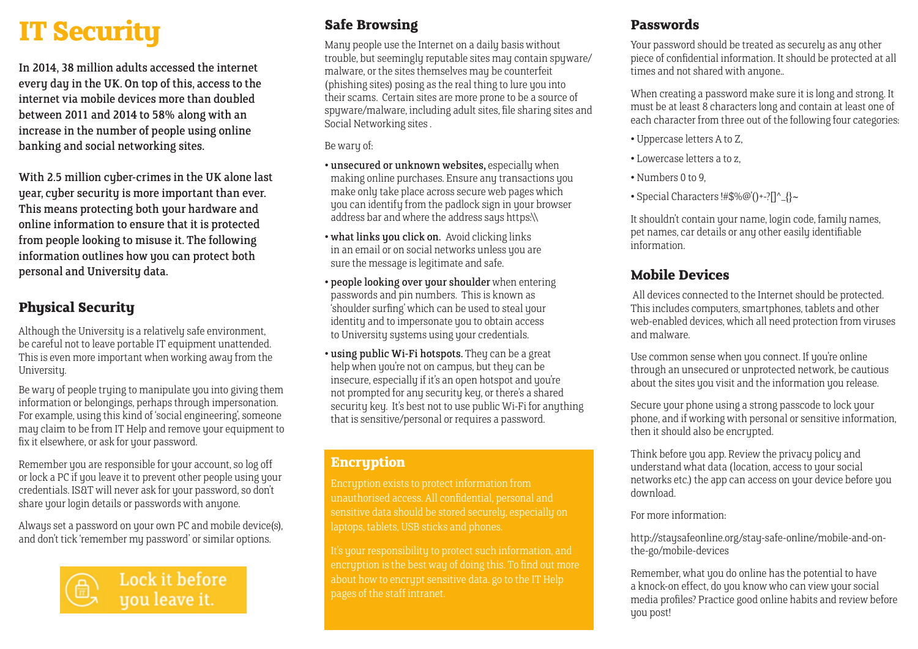# IT Security

**In 2014, 38 million adults accessed the internet every day in the UK. On top of this, access to the internet via mobile devices more than doubled between 2011 and 2014 to 58% along with an increase in the number of people using online banking and social networking sites.**

**With 2.5 million cyber-crimes in the UK alone last year, cyber security is more important than ever. This means protecting both your hardware and online information to ensure that it is protected from people looking to misuse it. The following information outlines how you can protect both personal and University data.**

## Physical Security

Although the University is a relatively safe environment, be careful not to leave portable IT equipment unattended. This is even more important when working away from the University.

Be wary of people trying to manipulate you into giving them information or belongings, perhaps through impersonation. For example, using this kind of 'social engineering', someone may claim to be from IT Help and remove your equipment to fix it elsewhere, or ask for your password.

Remember you are responsible for your account, so log off or lock a PC if you leave it to prevent other people using your credentials. IS&T will never ask for your password, so don't share your login details or passwords with anyone.

Always set a password on your own PC and mobile device(s), and don't tick 'remember my password' or similar options.

Lock it before you leave it.

## Safe Browsing

Many people use the Internet on a daily basis without trouble, but seemingly reputable sites may contain spyware/malware, or the sites themselves may be counterfeit (phishing sites) posing as the real thing to lure you into their scams. Certain sites are more prone to be a source of spyware/malware, including adult sites, file sharing sites and Social Networking sites .

Be wary of:

- **unsecured or unknown websites,** especially when making online purchases. Ensure any transactions you make only take place across secure web pages which you can identify from the padlock sign in your browser address bar and where the address says https:\\
- **what links you click on.** Avoid clicking links in an email or on social networks unless you are sure the message is legitimate and safe.
- **people looking over your shoulder** when entering passwords and pin numbers. This is known as 'shoulder surfing' which can be used to steal your identity and to impersonate you to obtain access to University systems using your credentials.
- **using public Wi-Fi hotspots.** They can be a great help when you're not on campus, but they can be insecure, especially if it's an open hotspot and you're not prompted for any security key, or there's a shared security key. It's best not to use public Wi-Fi for anything that is sensitive/personal or requires a password.

## Encryption

Encryption exists to protect information from unauthorised access. All confidential, personal and sensitive data should be stored securely, especially on laptops, tablets, USB sticks and phones.

It's your responsibility to protect such information, and encryption is the best way of doing this. To find out more about how to encrypt sensitive data, go to the IT Help pages of the staff intranet.

## Passwords

Your password should be treated as securely as any other piece of confidential information. It should be protected at all times and not shared with anyone..

When creating a password make sure it is long and strong. It must be at least 8 characters long and contain at least one of each character from three out of the following four categories:

- Uppercase letters A to Z,
- Lowercase letters a to z,
- Numbers 0 to 9,
- Special Characters !#$%@'()*-?[]^_{}~

It shouldn't contain your name, login code, family names, pet names, car details or any other easily identifiable information.

## Mobile Devices

All devices connected to the Internet should be protected. This includes computers, smartphones, tablets and other web-enabled devices, which all need protection from viruses and malware.

Use common sense when you connect. If you're online through an unsecured or unprotected network, be cautious about the sites you visit and the information you release.

Secure your phone using a strong passcode to lock your phone, and if working with personal or sensitive information, then it should also be encrypted.

Think before you app. Review the privacy policy and understand what data (location, access to your social networks etc.) the app can access on your device before you download.

For more information:

http://staysafeonline.org/stay-safe-online/mobile-and-on-the-go/mobile-devices

Remember, what you do online has the potential to have a knock-on effect, do you know who can view your social media profiles? Practice good online habits and review before you post!